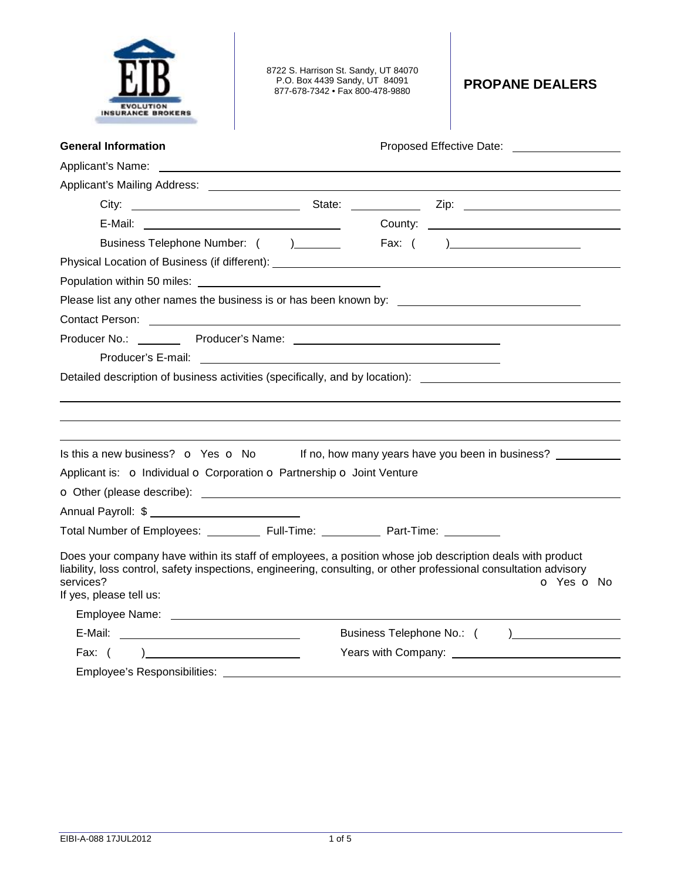8722 S. Harrison St. Sandy, UT 84070
P.O. Box 4439 Sandy, UT 84091
877-678-7342 • Fax 800-478-9880

# PROPANE DEALERS

**General Information** Proposed Effective Date: ______________

Applicant's Name: ______________________________

Applicant's Mailing Address: ______________________________

City: ______________ State: ________ Zip: ______________

E-Mail: ______________ County: ______________

Business Telephone Number: ( ) ________ Fax: ( ) ______________

Physical Location of Business (if different): ______________________________

Population within 50 miles: ______________

Please list any other names the business is or has been known by: ______________

Contact Person: ______________________________

Producer No.: ________ Producer's Name: ______________

Producer's E-mail: ______________

Detailed description of business activities (specifically, and by location): ______________________________

______________________________

______________________________

______________________________

Is this a new business? o Yes o No If no, how many years have you been in business? ________

Applicant is: o Individual o Corporation o Partnership o Joint Venture

o Other (please describe): ______________________________

Annual Payroll: $ ______________

Total Number of Employees: ________ Full-Time: ________ Part-Time: ________

Does your company have within its staff of employees, a position whose job description deals with product liability, loss control, safety inspections, engineering, consulting, or other professional consultation advisory services? o Yes o No

If yes, please tell us:

Employee Name: ______________________________

E-Mail: ______________ Business Telephone No.: ( ) ______________

Fax: ( ) ______________ Years with Company: ______________

Employee's Responsibilities: ______________________________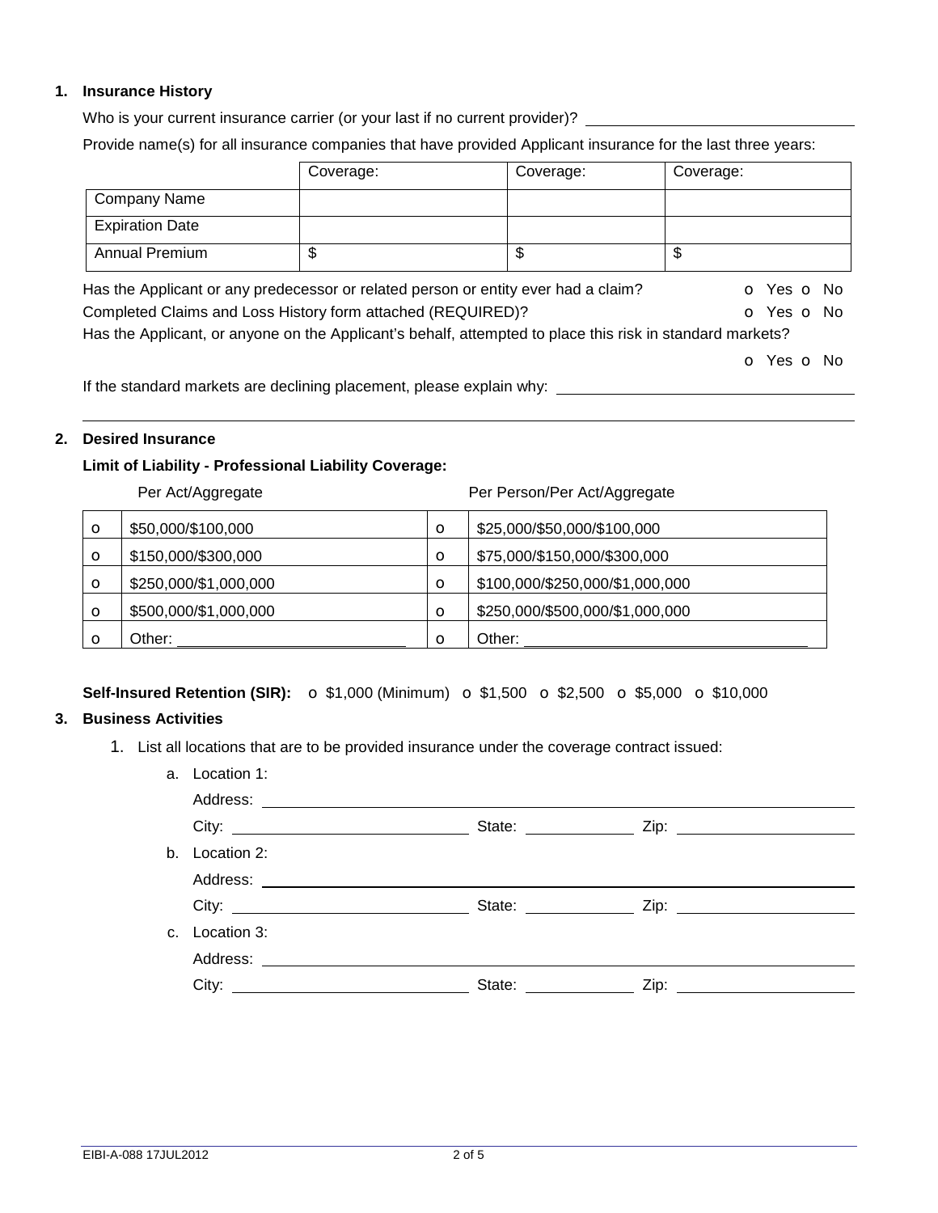1. **Insurance History**

Who is your current insurance carrier (or your last if no current provider)? ______________________

Provide name(s) for all insurance companies that have provided Applicant insurance for the last three years:

| | Coverage: | Coverage: | Coverage: |
|---|---|---|---|
| Company Name | | | |
| Expiration Date | | | |
| Annual Premium | $ | $ | $ |

Has the Applicant or any predecessor or related person or entity ever had a claim? o Yes o No

Completed Claims and Loss History form attached (REQUIRED)? o Yes o No

Has the Applicant, or anyone on the Applicant's behalf, attempted to place this risk in standard markets?

o Yes o No

If the standard markets are declining placement, please explain why: ______________________

______________________________________________________________________

2. **Desired Insurance**

**Limit of Liability - Professional Liability Coverage:**

| | Per Act/Aggregate | | Per Person/Per Act/Aggregate |
|---|---|---|---|
| o | $50,000/$100,000 | o | $25,000/$50,000/$100,000 |
| o | $150,000/$300,000 | o | $75,000/$150,000/$300,000 |
| o | $250,000/$1,000,000 | o | $100,000/$250,000/$1,000,000 |
| o | $500,000/$1,000,000 | o | $250,000/$500,000/$1,000,000 |
| o | Other: ______________________ | o | Other: ______________________ |

**Self-Insured Retention (SIR):** o $1,000 (Minimum) o $1,500 o $2,500 o $5,000 o $10,000

3. **Business Activities**

   1. List all locations that are to be provided insurance under the coverage contract issued:

      a. Location 1:

      Address: ______________________

      City: ______________ State: __________ Zip: ______________

      b. Location 2:

      Address: ______________________

      City: ______________ State: __________ Zip: ______________

      c. Location 3:

      Address: ______________________

      City: ______________ State: __________ Zip: ______________

EIBI-A-088 17JUL2012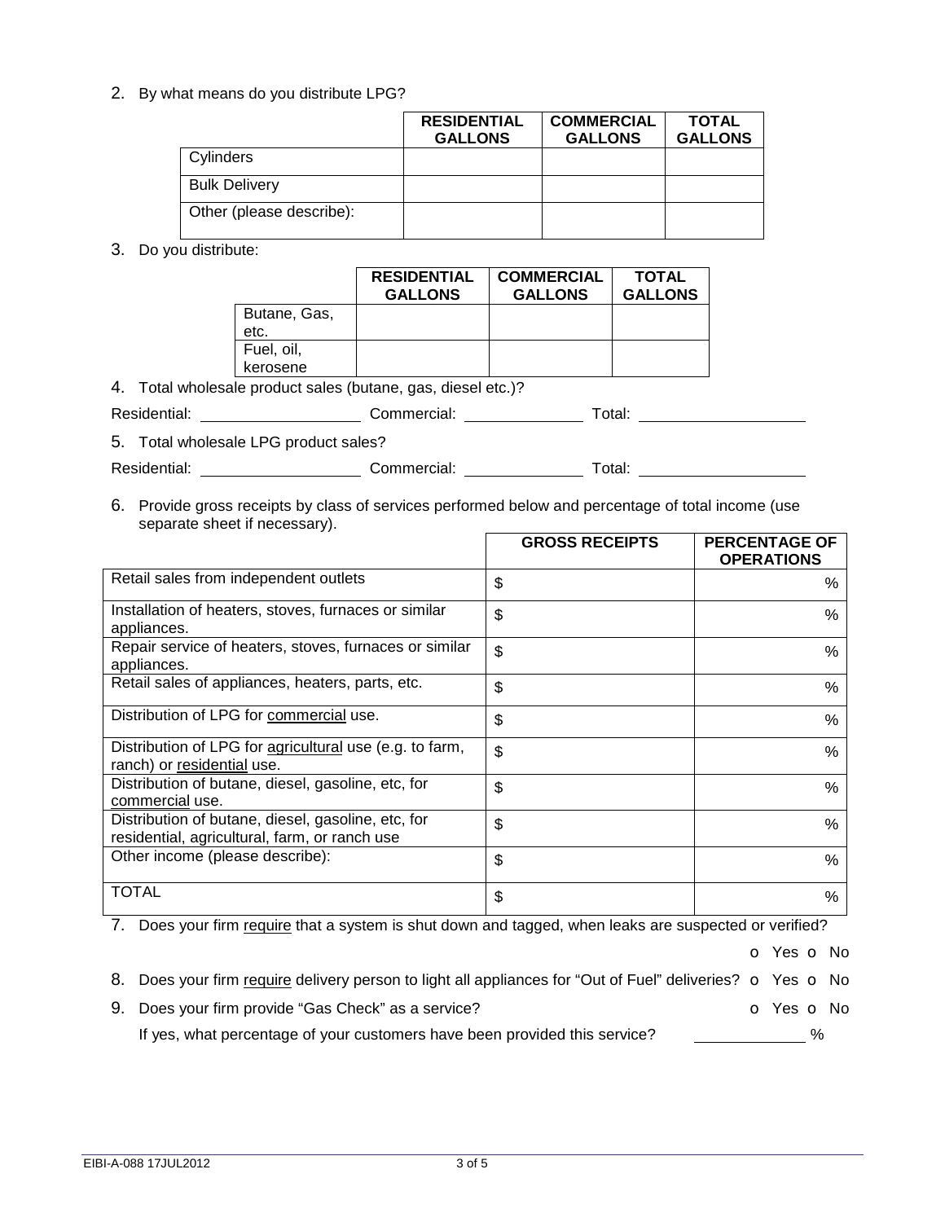2. By what means do you distribute LPG?

| | RESIDENTIAL GALLONS | COMMERCIAL GALLONS | TOTAL GALLONS |
|---|---|---|---|
| Cylinders | | | |
| Bulk Delivery | | | |
| Other (please describe): | | | |

3. Do you distribute:

| | RESIDENTIAL GALLONS | COMMERCIAL GALLONS | TOTAL GALLONS |
|---|---|---|---|
| Butane, Gas, etc. | | | |
| Fuel, oil, kerosene | | | |

4. Total wholesale product sales (butane, gas, diesel etc.)?

Residential: ____________ Commercial: ____________ Total: ____________

5. Total wholesale LPG product sales?

Residential: ____________ Commercial: ____________ Total: ____________

6. Provide gross receipts by class of services performed below and percentage of total income (use separate sheet if necessary).

| | GROSS RECEIPTS | PERCENTAGE OF OPERATIONS |
|---|---|---|
| Retail sales from independent outlets | $ | % |
| Installation of heaters, stoves, furnaces or similar appliances. | $ | % |
| Repair service of heaters, stoves, furnaces or similar appliances. | $ | % |
| Retail sales of appliances, heaters, parts, etc. | $ | % |
| Distribution of LPG for commercial use. | $ | % |
| Distribution of LPG for agricultural use (e.g. to farm, ranch) or residential use. | $ | % |
| Distribution of butane, diesel, gasoline, etc, for commercial use. | $ | % |
| Distribution of butane, diesel, gasoline, etc, for residential, agricultural, farm, or ranch use | $ | % |
| Other income (please describe): | $ | % |
| TOTAL | $ | % |

7. Does your firm require that a system is shut down and tagged, when leaks are suspected or verified?

o Yes o No

8. Does your firm require delivery person to light all appliances for "Out of Fuel" deliveries? o Yes o No

9. Does your firm provide "Gas Check" as a service? o Yes o No

If yes, what percentage of your customers have been provided this service? ____________ %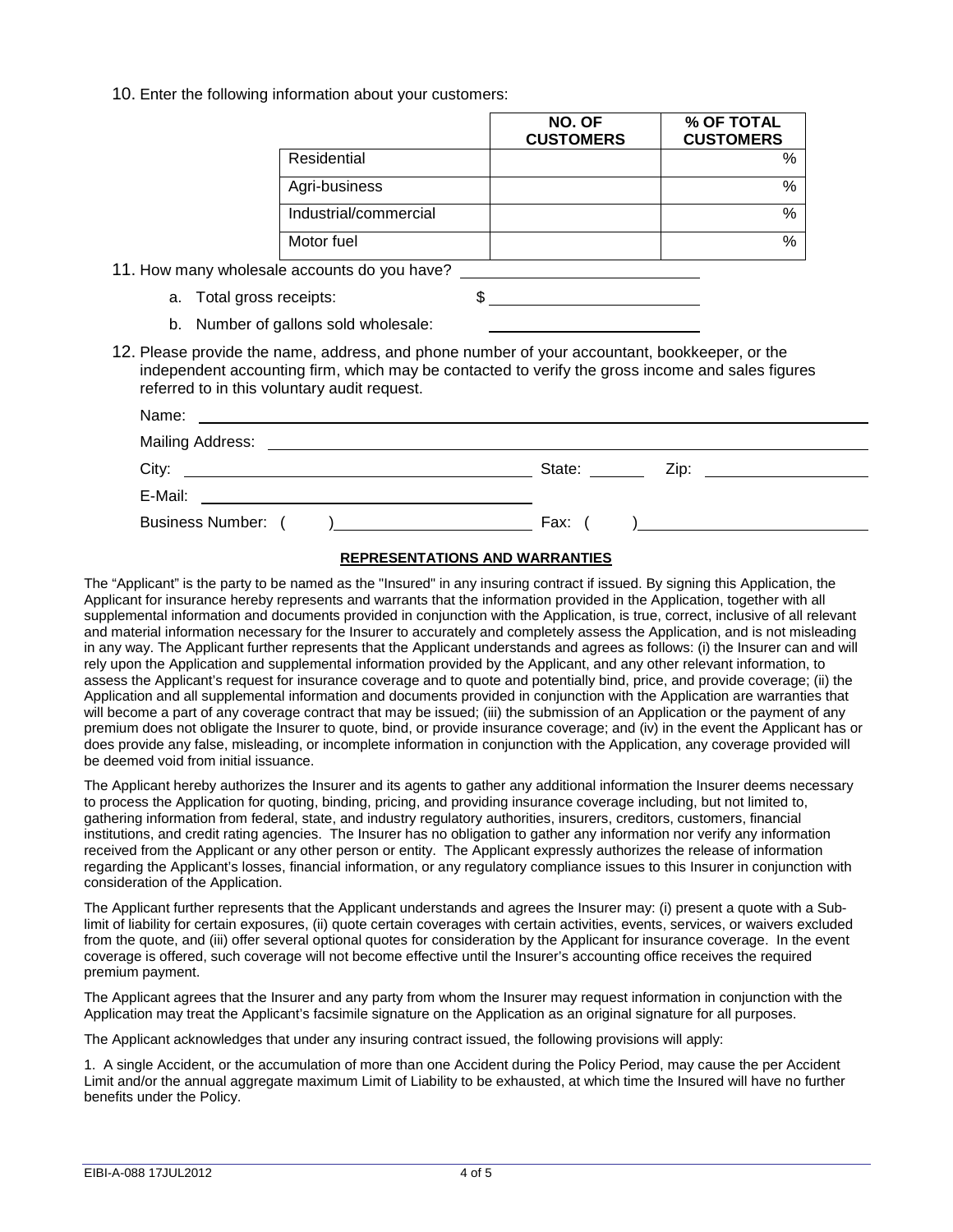10. Enter the following information about your customers:

| | NO. OF CUSTOMERS | % OF TOTAL CUSTOMERS |
|---|---|---|
| Residential | | % |
| Agri-business | | % |
| Industrial/commercial | | % |
| Motor fuel | | % |

11. How many wholesale accounts do you have? ______________________

   a. Total gross receipts: $ ______________________

   b. Number of gallons sold wholesale: ______________________

12. Please provide the name, address, and phone number of your accountant, bookkeeper, or the independent accounting firm, which may be contacted to verify the gross income and sales figures referred to in this voluntary audit request.

Name: ______________________

Mailing Address: ______________________

City: ______________________ State: ________ Zip: ______________________

E-Mail: ______________________

Business Number: ( ) ______________________ Fax: ( ) ______________________

**REPRESENTATIONS AND WARRANTIES**

The "Applicant" is the party to be named as the "Insured" in any insuring contract if issued. By signing this Application, the Applicant for insurance hereby represents and warrants that the information provided in the Application, together with all supplemental information and documents provided in conjunction with the Application, is true, correct, inclusive of all relevant and material information necessary for the Insurer to accurately and completely assess the Application, and is not misleading in any way. The Applicant further represents that the Applicant understands and agrees as follows: (i) the Insurer can and will rely upon the Application and supplemental information provided by the Applicant, and any other relevant information, to assess the Applicant's request for insurance coverage and to quote and potentially bind, price, and provide coverage; (ii) the Application and all supplemental information and documents provided in conjunction with the Application are warranties that will become a part of any coverage contract that may be issued; (iii) the submission of an Application or the payment of any premium does not obligate the Insurer to quote, bind, or provide insurance coverage; and (iv) in the event the Applicant has or does provide any false, misleading, or incomplete information in conjunction with the Application, any coverage provided will be deemed void from initial issuance.

The Applicant hereby authorizes the Insurer and its agents to gather any additional information the Insurer deems necessary to process the Application for quoting, binding, pricing, and providing insurance coverage including, but not limited to, gathering information from federal, state, and industry regulatory authorities, insurers, creditors, customers, financial institutions, and credit rating agencies. The Insurer has no obligation to gather any information nor verify any information received from the Applicant or any other person or entity. The Applicant expressly authorizes the release of information regarding the Applicant's losses, financial information, or any regulatory compliance issues to this Insurer in conjunction with consideration of the Application.

The Applicant further represents that the Applicant understands and agrees the Insurer may: (i) present a quote with a Sub-limit of liability for certain exposures, (ii) quote certain coverages with certain activities, events, services, or waivers excluded from the quote, and (iii) offer several optional quotes for consideration by the Applicant for insurance coverage. In the event coverage is offered, such coverage will not become effective until the Insurer's accounting office receives the required premium payment.

The Applicant agrees that the Insurer and any party from whom the Insurer may request information in conjunction with the Application may treat the Applicant's facsimile signature on the Application as an original signature for all purposes.

The Applicant acknowledges that under any insuring contract issued, the following provisions will apply:

1. A single Accident, or the accumulation of more than one Accident during the Policy Period, may cause the per Accident Limit and/or the annual aggregate maximum Limit of Liability to be exhausted, at which time the Insured will have no further benefits under the Policy.

EIBI-A-088 17JUL2012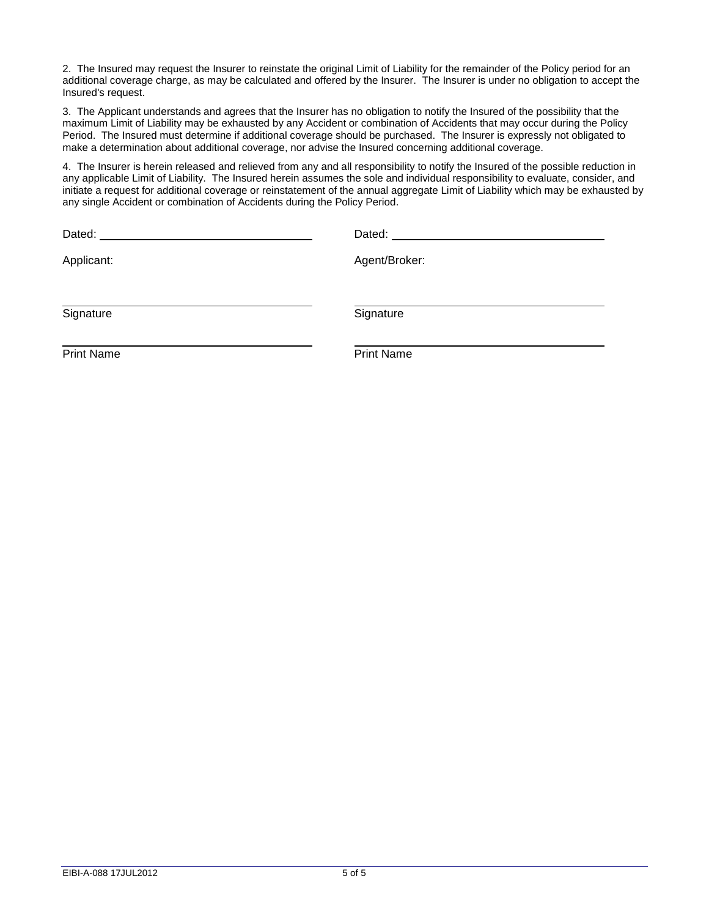2. The Insured may request the Insurer to reinstate the original Limit of Liability for the remainder of the Policy period for an additional coverage charge, as may be calculated and offered by the Insurer. The Insurer is under no obligation to accept the Insured's request.

3. The Applicant understands and agrees that the Insurer has no obligation to notify the Insured of the possibility that the maximum Limit of Liability may be exhausted by any Accident or combination of Accidents that may occur during the Policy Period. The Insured must determine if additional coverage should be purchased. The Insurer is expressly not obligated to make a determination about additional coverage, nor advise the Insured concerning additional coverage.

4. The Insurer is herein released and relieved from any and all responsibility to notify the Insured of the possible reduction in any applicable Limit of Liability. The Insured herein assumes the sole and individual responsibility to evaluate, consider, and initiate a request for additional coverage or reinstatement of the annual aggregate Limit of Liability which may be exhausted by any single Accident or combination of Accidents during the Policy Period.

| | |
|---|---|
| Dated: ______________________ | Dated: ______________________ |
| Applicant: | Agent/Broker: |
| ______________________<br>Signature | ______________________<br>Signature |
| ______________________<br>Print Name | ______________________<br>Print Name |

EIBI-A-088 17JUL2012